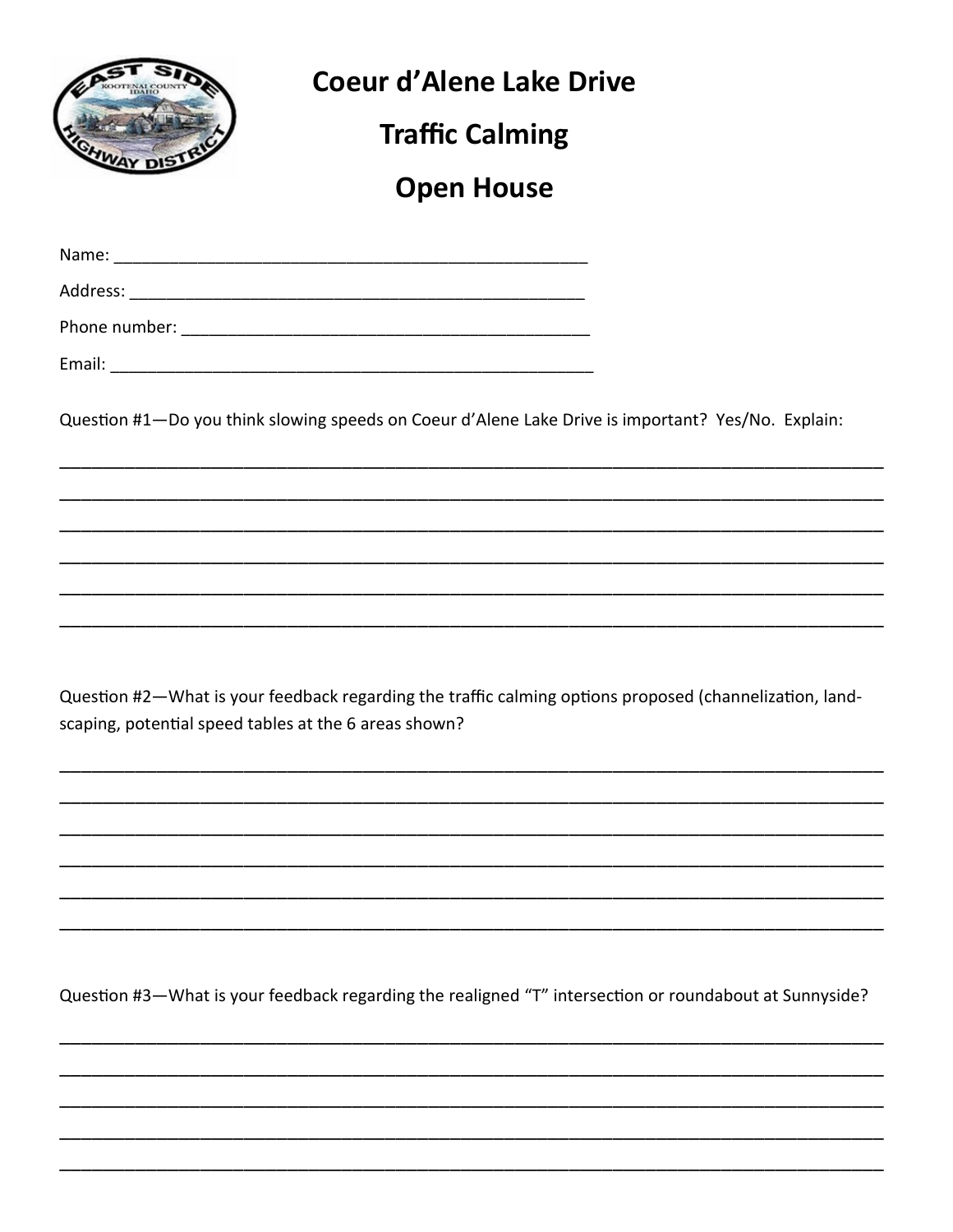# Coeur d'Alene Lake Drive

# Traffic Calming

# Open House

Name: ____________________________________________________

Address: __________________________________________________

Phone number: _____________________________________________

Email: _____________________________________________________

Question #1—Do you think slowing speeds on Coeur d'Alene Lake Drive is important? Yes/No. Explain:

______________________________________________________________________________

______________________________________________________________________________

______________________________________________________________________________

______________________________________________________________________________

______________________________________________________________________________

______________________________________________________________________________

Question #2—What is your feedback regarding the traffic calming options proposed (channelization, landscaping, potential speed tables at the 6 areas shown?

______________________________________________________________________________

______________________________________________________________________________

______________________________________________________________________________

______________________________________________________________________________

______________________________________________________________________________

______________________________________________________________________________

Question #3—What is your feedback regarding the realigned "T" intersection or roundabout at Sunnyside?

______________________________________________________________________________

______________________________________________________________________________

______________________________________________________________________________

______________________________________________________________________________

______________________________________________________________________________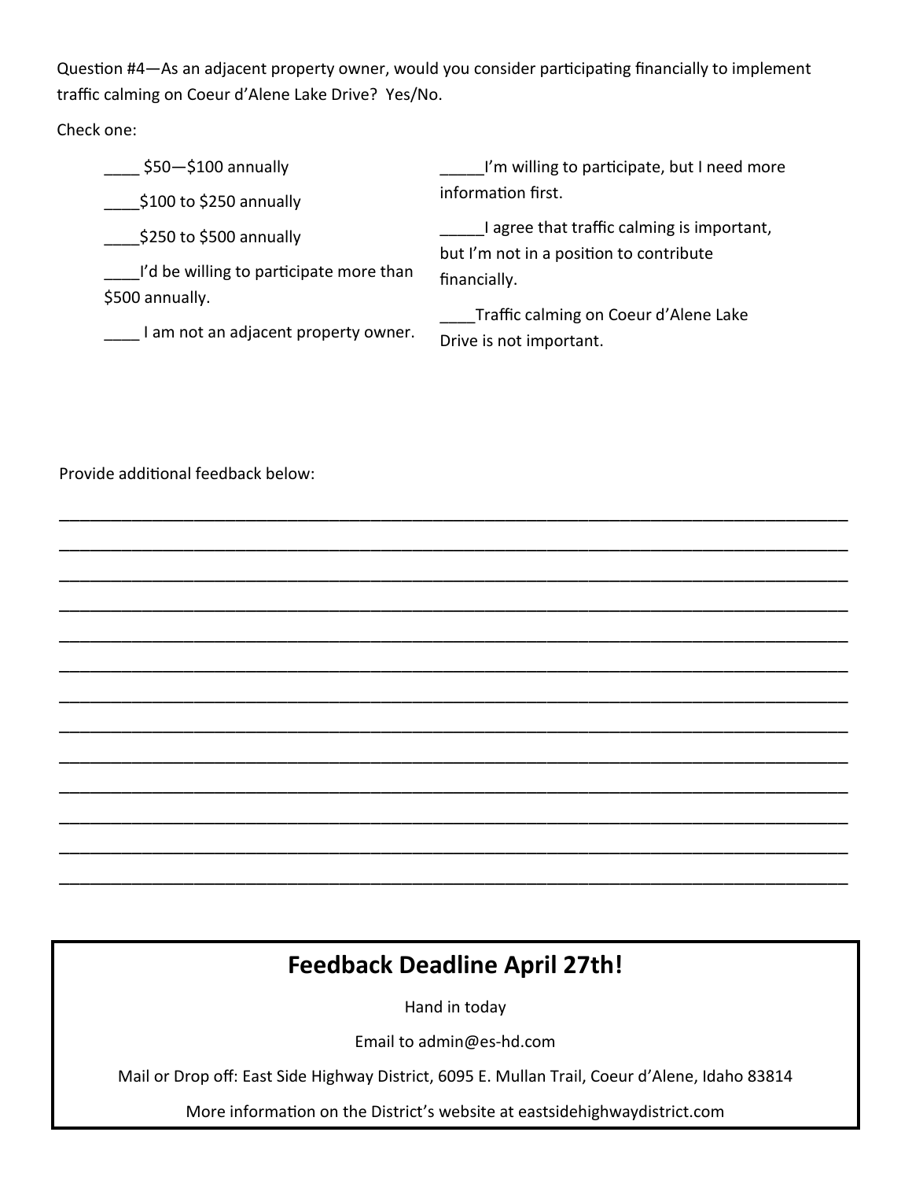Question #4—As an adjacent property owner, would you consider participating financially to implement traffic calming on Coeur d'Alene Lake Drive? Yes/No.

Check one:

____ $50—$100 annually

____$100 to $250 annually

____$250 to $500 annually

____I'd be willing to participate more than $500 annually.

____ I am not an adjacent property owner.

_____I'm willing to participate, but I need more information first.

_____I agree that traffic calming is important, but I'm not in a position to contribute financially.

____Traffic calming on Coeur d'Alene Lake Drive is not important.

Provide additional feedback below:

_______________________________________________________________________________

_______________________________________________________________________________

_______________________________________________________________________________

_______________________________________________________________________________

_______________________________________________________________________________

_______________________________________________________________________________

_______________________________________________________________________________

_______________________________________________________________________________

_______________________________________________________________________________

_______________________________________________________________________________

_______________________________________________________________________________

_______________________________________________________________________________

_______________________________________________________________________________

## Feedback Deadline April 27th!

Hand in today

Email to admin@es-hd.com

Mail or Drop off: East Side Highway District, 6095 E. Mullan Trail, Coeur d'Alene, Idaho 83814

More information on the District's website at eastsidehighwaydistrict.com